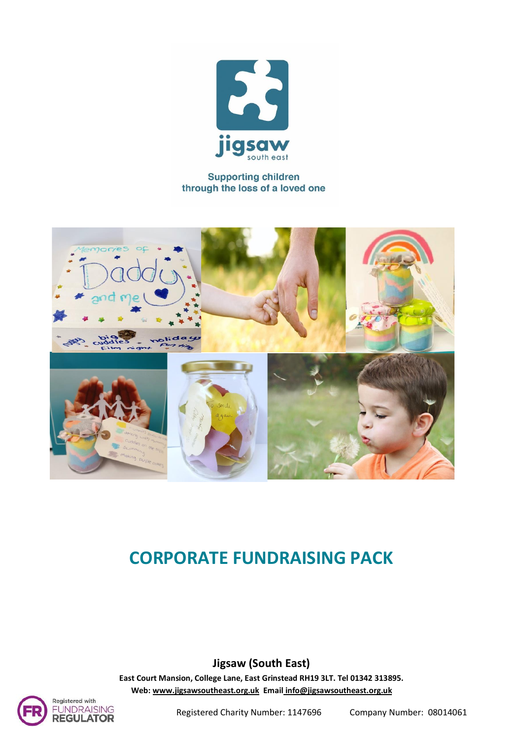jigsaw south east

Supporting children through the loss of a loved one

# CORPORATE FUNDRAISING PACK

**Jigsaw (South East)**

**East Court Mansion, College Lane, East Grinstead RH19 3LT. Tel 01342 313895.**

**Web: www.jigsawsoutheast.org.uk Email info@jigsawsoutheast.org.uk**

Registered with FUNDRAISING REGULATOR

Registered Charity Number: 1147696 Company Number: 08014061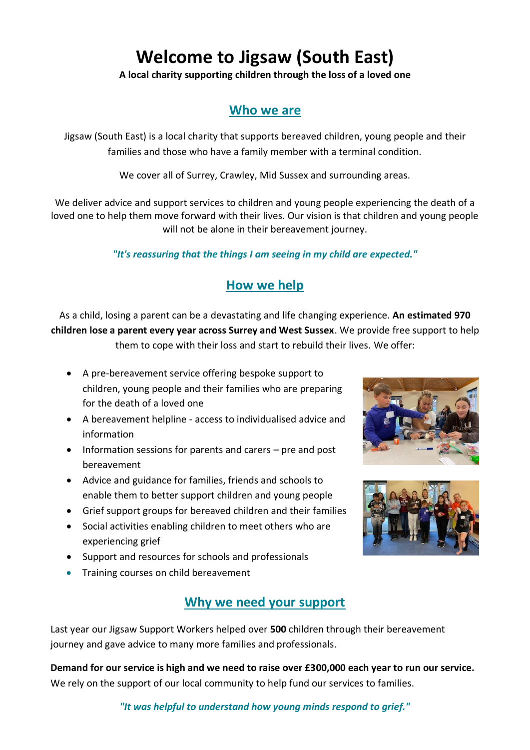# Welcome to Jigsaw (South East)

**A local charity supporting children through the loss of a loved one**

## Who we are

Jigsaw (South East) is a local charity that supports bereaved children, young people and their families and those who have a family member with a terminal condition.

We cover all of Surrey, Crawley, Mid Sussex and surrounding areas.

We deliver advice and support services to children and young people experiencing the death of a loved one to help them move forward with their lives. Our vision is that children and young people will not be alone in their bereavement journey.

*"It's reassuring that the things I am seeing in my child are expected."*

## How we help

As a child, losing a parent can be a devastating and life changing experience. **An estimated 970 children lose a parent every year across Surrey and West Sussex**. We provide free support to help them to cope with their loss and start to rebuild their lives. We offer:

- A pre-bereavement service offering bespoke support to children, young people and their families who are preparing for the death of a loved one
- A bereavement helpline - access to individualised advice and information
- Information sessions for parents and carers – pre and post bereavement
- Advice and guidance for families, friends and schools to enable them to better support children and young people
- Grief support groups for bereaved children and their families
- Social activities enabling children to meet others who are experiencing grief
- Support and resources for schools and professionals
- Training courses on child bereavement

## Why we need your support

Last year our Jigsaw Support Workers helped over **500** children through their bereavement journey and gave advice to many more families and professionals.

**Demand for our service is high and we need to raise over £300,000 each year to run our service.** We rely on the support of our local community to help fund our services to families.

*"It was helpful to understand how young minds respond to grief."*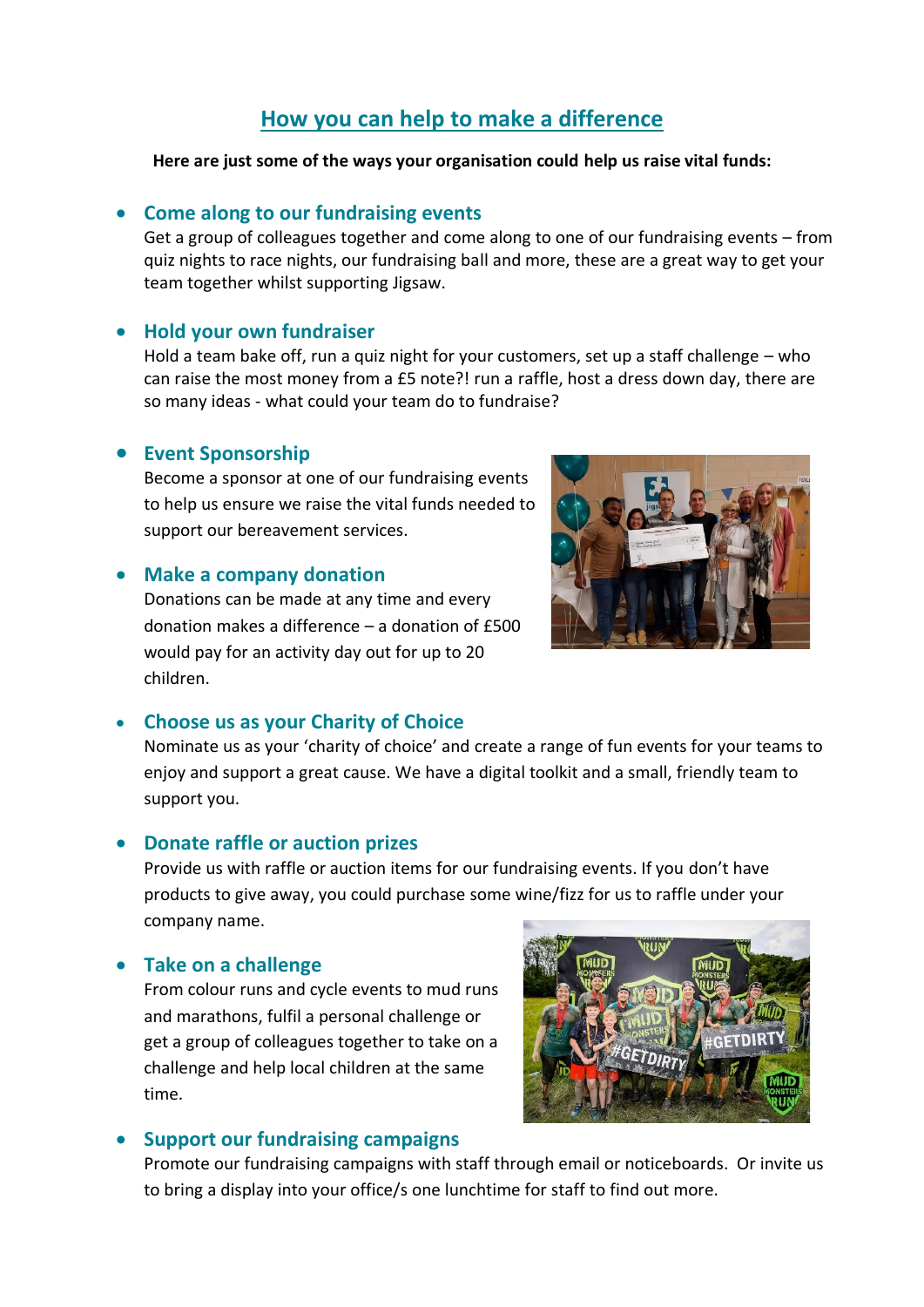# How you can help to make a difference

**Here are just some of the ways your organisation could help us raise vital funds:**

- ### Come along to our fundraising events
  Get a group of colleagues together and come along to one of our fundraising events – from quiz nights to race nights, our fundraising ball and more, these are a great way to get your team together whilst supporting Jigsaw.

- ### Hold your own fundraiser
  Hold a team bake off, run a quiz night for your customers, set up a staff challenge – who can raise the most money from a £5 note?! run a raffle, host a dress down day, there are so many ideas - what could your team do to fundraise?

- ### Event Sponsorship
  Become a sponsor at one of our fundraising events to help us ensure we raise the vital funds needed to support our bereavement services.

- ### Make a company donation
  Donations can be made at any time and every donation makes a difference – a donation of £500 would pay for an activity day out for up to 20 children.

- ### Choose us as your Charity of Choice
  Nominate us as your 'charity of choice' and create a range of fun events for your teams to enjoy and support a great cause. We have a digital toolkit and a small, friendly team to support you.

- ### Donate raffle or auction prizes
  Provide us with raffle or auction items for our fundraising events. If you don't have products to give away, you could purchase some wine/fizz for us to raffle under your company name.

- ### Take on a challenge
  From colour runs and cycle events to mud runs and marathons, fulfil a personal challenge or get a group of colleagues together to take on a challenge and help local children at the same time.

- ### Support our fundraising campaigns
  Promote our fundraising campaigns with staff through email or noticeboards. Or invite us to bring a display into your office/s one lunchtime for staff to find out more.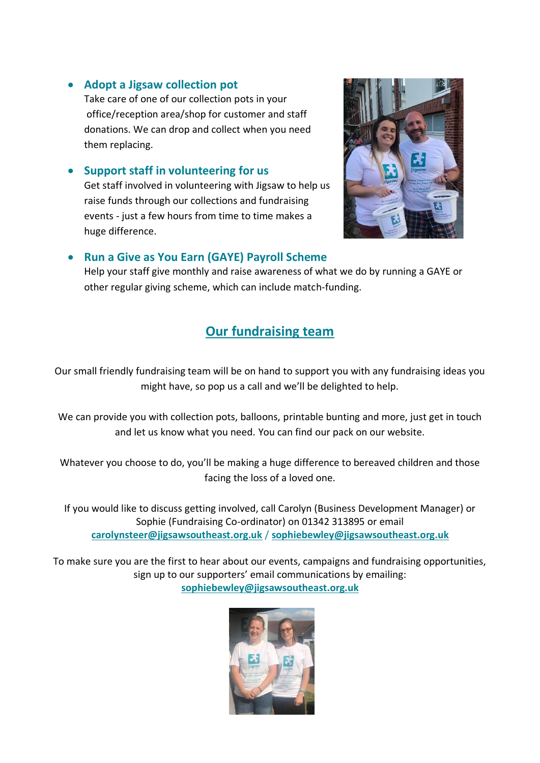- **Adopt a Jigsaw collection pot**
  Take care of one of our collection pots in your office/reception area/shop for customer and staff donations. We can drop and collect when you need them replacing.

- **Support staff in volunteering for us**
  Get staff involved in volunteering with Jigsaw to help us raise funds through our collections and fundraising events - just a few hours from time to time makes a huge difference.

- **Run a Give as You Earn (GAYE) Payroll Scheme**
  Help your staff give monthly and raise awareness of what we do by running a GAYE or other regular giving scheme, which can include match-funding.

## Our fundraising team

Our small friendly fundraising team will be on hand to support you with any fundraising ideas you might have, so pop us a call and we'll be delighted to help.

We can provide you with collection pots, balloons, printable bunting and more, just get in touch and let us know what you need. You can find our pack on our website.

Whatever you choose to do, you'll be making a huge difference to bereaved children and those facing the loss of a loved one.

If you would like to discuss getting involved, call Carolyn (Business Development Manager) or Sophie (Fundraising Co-ordinator) on 01342 313895 or email **carolynsteer@jigsawsoutheast.org.uk** / **sophiebewley@jigsawsoutheast.org.uk**

To make sure you are the first to hear about our events, campaigns and fundraising opportunities, sign up to our supporters' email communications by emailing: **sophiebewley@jigsawsoutheast.org.uk**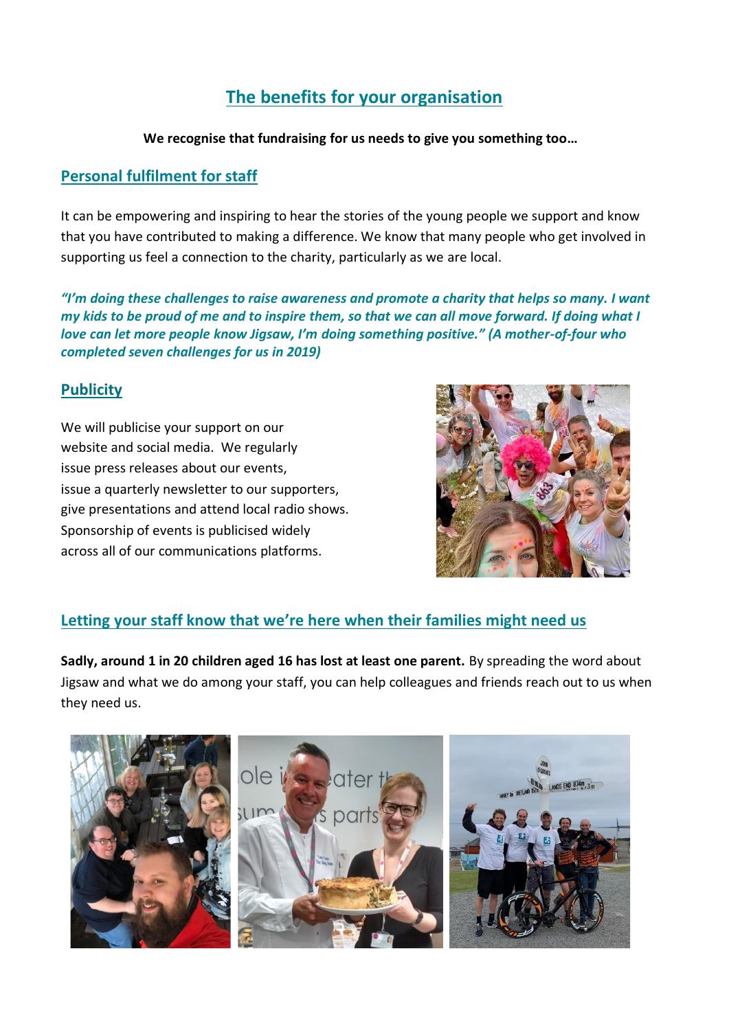## The benefits for your organisation

**We recognise that fundraising for us needs to give you something too…**

### Personal fulfilment for staff

It can be empowering and inspiring to hear the stories of the young people we support and know that you have contributed to making a difference. We know that many people who get involved in supporting us feel a connection to the charity, particularly as we are local.

***"I'm doing these challenges to raise awareness and promote a charity that helps so many. I want my kids to be proud of me and to inspire them, so that we can all move forward. If doing what I love can let more people know Jigsaw, I'm doing something positive." (A mother-of-four who completed seven challenges for us in 2019)***

### Publicity

We will publicise your support on our website and social media. We regularly issue press releases about our events, issue a quarterly newsletter to our supporters, give presentations and attend local radio shows. Sponsorship of events is publicised widely across all of our communications platforms.

### Letting your staff know that we're here when their families might need us

**Sadly, around 1 in 20 children aged 16 has lost at least one parent.** By spreading the word about Jigsaw and what we do among your staff, you can help colleagues and friends reach out to us when they need us.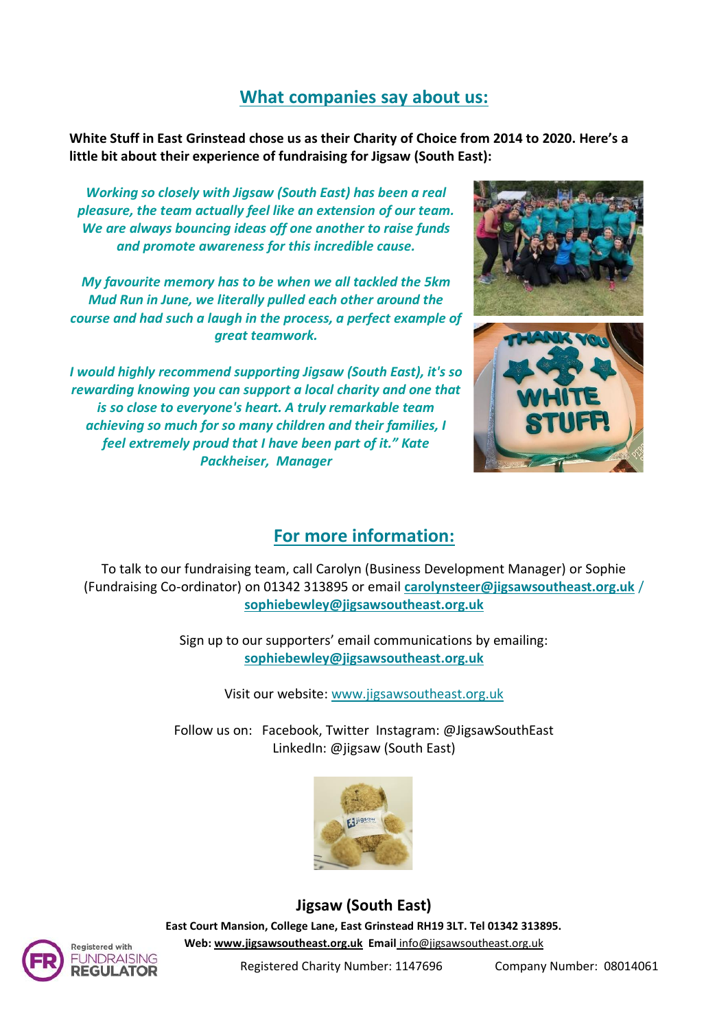## What companies say about us:

**White Stuff in East Grinstead chose us as their Charity of Choice from 2014 to 2020. Here's a little bit about their experience of fundraising for Jigsaw (South East):**

*Working so closely with Jigsaw (South East) has been a real pleasure, the team actually feel like an extension of our team. We are always bouncing ideas off one another to raise funds and promote awareness for this incredible cause.*

*My favourite memory has to be when we all tackled the 5km Mud Run in June, we literally pulled each other around the course and had such a laugh in the process, a perfect example of great teamwork.*

*I would highly recommend supporting Jigsaw (South East), it's so rewarding knowing you can support a local charity and one that is so close to everyone's heart. A truly remarkable team achieving so much for so many children and their families, I feel extremely proud that I have been part of it." Kate Packheiser, Manager*

## For more information:

To talk to our fundraising team, call Carolyn (Business Development Manager) or Sophie (Fundraising Co-ordinator) on 01342 313895 or email **carolynsteer@jigsawsoutheast.org.uk** / **sophiebewley@jigsawsoutheast.org.uk**

Sign up to our supporters' email communications by emailing: **sophiebewley@jigsawsoutheast.org.uk**

Visit our website: www.jigsawsoutheast.org.uk

Follow us on: Facebook, Twitter Instagram: @JigsawSouthEast
LinkedIn: @jigsaw (South East)

**Jigsaw (South East)**

**East Court Mansion, College Lane, East Grinstead RH19 3LT. Tel 01342 313895.**

**Web: www.jigsawsoutheast.org.uk Email** info@jigsawsoutheast.org.uk

Registered with FUNDRAISING REGULATOR

Registered Charity Number: 1147696 Company Number: 08014061